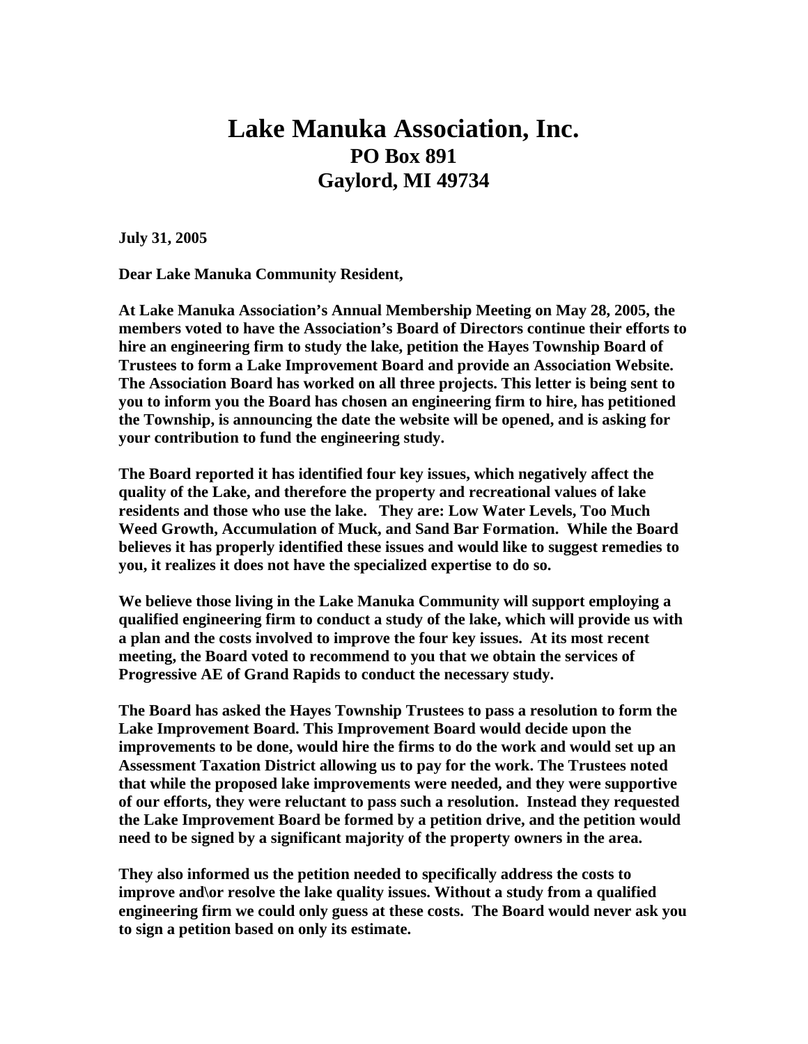# Lake Manuka Association, Inc.
## PO Box 891
## Gaylord, MI 49734

**July 31, 2005**

**Dear Lake Manuka Community Resident,**

**At Lake Manuka Association's Annual Membership Meeting on May 28, 2005, the members voted to have the Association's Board of Directors continue their efforts to hire an engineering firm to study the lake, petition the Hayes Township Board of Trustees to form a Lake Improvement Board and provide an Association Website. The Association Board has worked on all three projects. This letter is being sent to you to inform you the Board has chosen an engineering firm to hire, has petitioned the Township, is announcing the date the website will be opened, and is asking for your contribution to fund the engineering study.**

**The Board reported it has identified four key issues, which negatively affect the quality of the Lake, and therefore the property and recreational values of lake residents and those who use the lake. They are: Low Water Levels, Too Much Weed Growth, Accumulation of Muck, and Sand Bar Formation. While the Board believes it has properly identified these issues and would like to suggest remedies to you, it realizes it does not have the specialized expertise to do so.**

**We believe those living in the Lake Manuka Community will support employing a qualified engineering firm to conduct a study of the lake, which will provide us with a plan and the costs involved to improve the four key issues. At its most recent meeting, the Board voted to recommend to you that we obtain the services of Progressive AE of Grand Rapids to conduct the necessary study.**

**The Board has asked the Hayes Township Trustees to pass a resolution to form the Lake Improvement Board. This Improvement Board would decide upon the improvements to be done, would hire the firms to do the work and would set up an Assessment Taxation District allowing us to pay for the work. The Trustees noted that while the proposed lake improvements were needed, and they were supportive of our efforts, they were reluctant to pass such a resolution. Instead they requested the Lake Improvement Board be formed by a petition drive, and the petition would need to be signed by a significant majority of the property owners in the area.**

**They also informed us the petition needed to specifically address the costs to improve and\or resolve the lake quality issues. Without a study from a qualified engineering firm we could only guess at these costs. The Board would never ask you to sign a petition based on only its estimate.**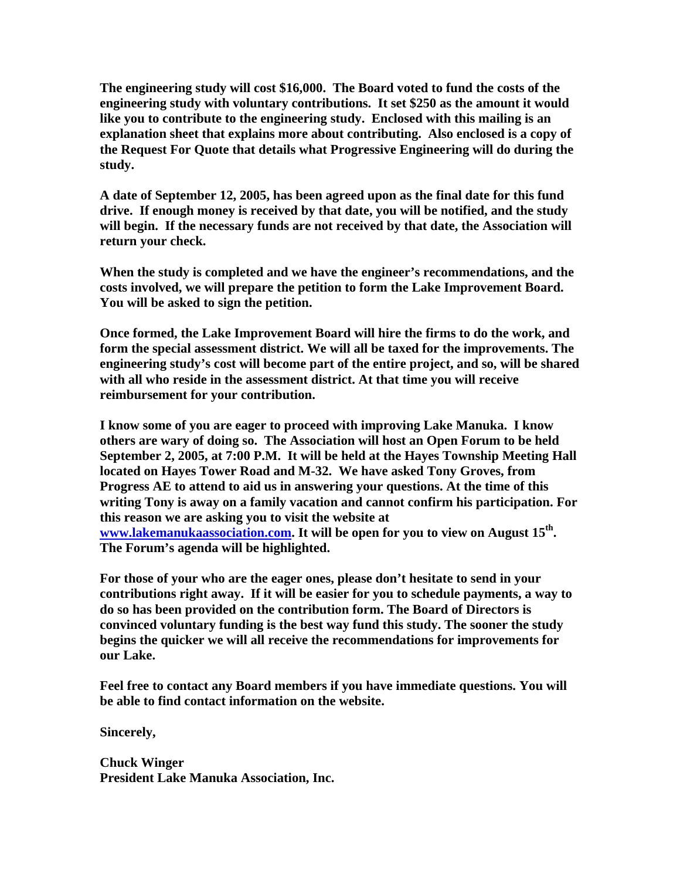**The engineering study will cost $16,000. The Board voted to fund the costs of the engineering study with voluntary contributions. It set $250 as the amount it would like you to contribute to the engineering study. Enclosed with this mailing is an explanation sheet that explains more about contributing. Also enclosed is a copy of the Request For Quote that details what Progressive Engineering will do during the study.**

**A date of September 12, 2005, has been agreed upon as the final date for this fund drive. If enough money is received by that date, you will be notified, and the study will begin. If the necessary funds are not received by that date, the Association will return your check.**

**When the study is completed and we have the engineer's recommendations, and the costs involved, we will prepare the petition to form the Lake Improvement Board. You will be asked to sign the petition.**

**Once formed, the Lake Improvement Board will hire the firms to do the work, and form the special assessment district. We will all be taxed for the improvements. The engineering study's cost will become part of the entire project, and so, will be shared with all who reside in the assessment district. At that time you will receive reimbursement for your contribution.**

**I know some of you are eager to proceed with improving Lake Manuka. I know others are wary of doing so. The Association will host an Open Forum to be held September 2, 2005, at 7:00 P.M. It will be held at the Hayes Township Meeting Hall located on Hayes Tower Road and M-32. We have asked Tony Groves, from Progress AE to attend to aid us in answering your questions. At the time of this writing Tony is away on a family vacation and cannot confirm his participation. For this reason we are asking you to visit the website at [www.lakemanukaassociation.com](http://www.lakemanukaassociation.com). It will be open for you to view on August 15th. The Forum's agenda will be highlighted.**

**For those of your who are the eager ones, please don't hesitate to send in your contributions right away. If it will be easier for you to schedule payments, a way to do so has been provided on the contribution form. The Board of Directors is convinced voluntary funding is the best way fund this study. The sooner the study begins the quicker we will all receive the recommendations for improvements for our Lake.**

**Feel free to contact any Board members if you have immediate questions. You will be able to find contact information on the website.**

**Sincerely,**

**Chuck Winger**
**President Lake Manuka Association, Inc.**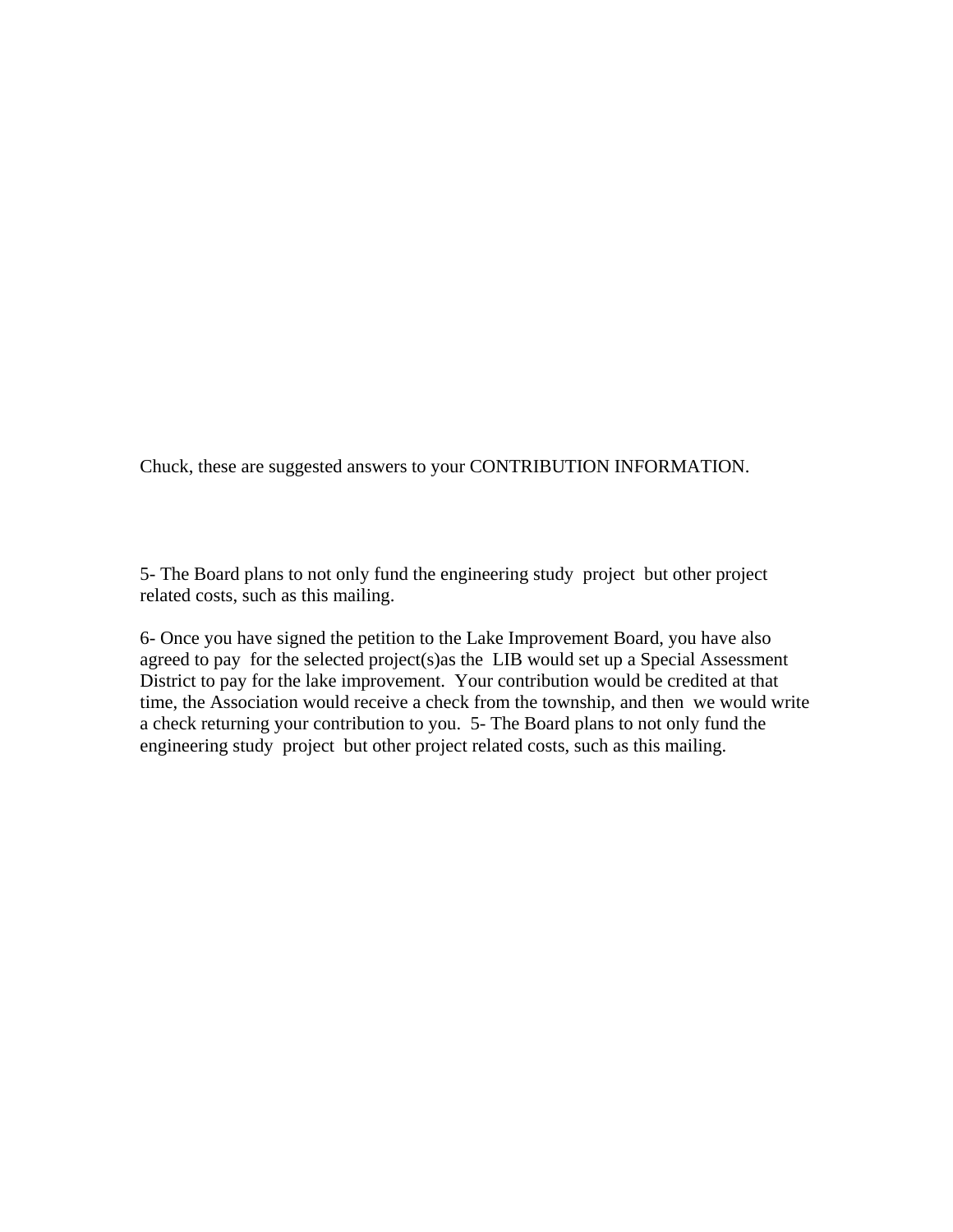Chuck, these are suggested answers to your CONTRIBUTION INFORMATION.

5- The Board plans to not only fund the engineering study project but other project related costs, such as this mailing.

6- Once you have signed the petition to the Lake Improvement Board, you have also agreed to pay for the selected project(s)as the LIB would set up a Special Assessment District to pay for the lake improvement. Your contribution would be credited at that time, the Association would receive a check from the township, and then we would write a check returning your contribution to you. 5- The Board plans to not only fund the engineering study project but other project related costs, such as this mailing.